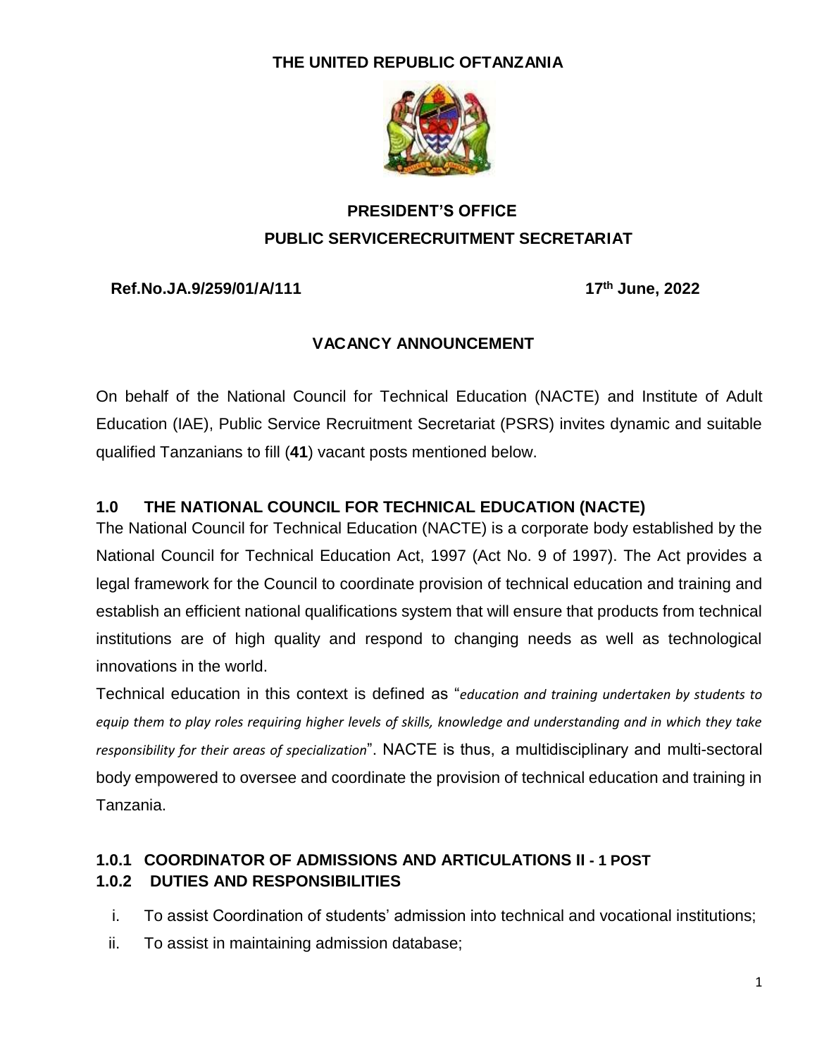**THE UNITED REPUBLIC OFTANZANIA**

**PRESIDENT'S OFFICE**
**PUBLIC SERVICERECRUITMENT SECRETARIAT**

**Ref.No.JA.9/259/01/A/111** **17th June, 2022**

## VACANCY ANNOUNCEMENT

On behalf of the National Council for Technical Education (NACTE) and Institute of Adult Education (IAE), Public Service Recruitment Secretariat (PSRS) invites dynamic and suitable qualified Tanzanians to fill (**41**) vacant posts mentioned below.

### 1.0 THE NATIONAL COUNCIL FOR TECHNICAL EDUCATION (NACTE)

The National Council for Technical Education (NACTE) is a corporate body established by the National Council for Technical Education Act, 1997 (Act No. 9 of 1997). The Act provides a legal framework for the Council to coordinate provision of technical education and training and establish an efficient national qualifications system that will ensure that products from technical institutions are of high quality and respond to changing needs as well as technological innovations in the world.

Technical education in this context is defined as "*education and training undertaken by students to equip them to play roles requiring higher levels of skills, knowledge and understanding and in which they take responsibility for their areas of specialization*". NACTE is thus, a multidisciplinary and multi-sectoral body empowered to oversee and coordinate the provision of technical education and training in Tanzania.

#### 1.0.1 COORDINATOR OF ADMISSIONS AND ARTICULATIONS II - 1 POST

#### 1.0.2 DUTIES AND RESPONSIBILITIES

i. To assist Coordination of students' admission into technical and vocational institutions;
ii. To assist in maintaining admission database;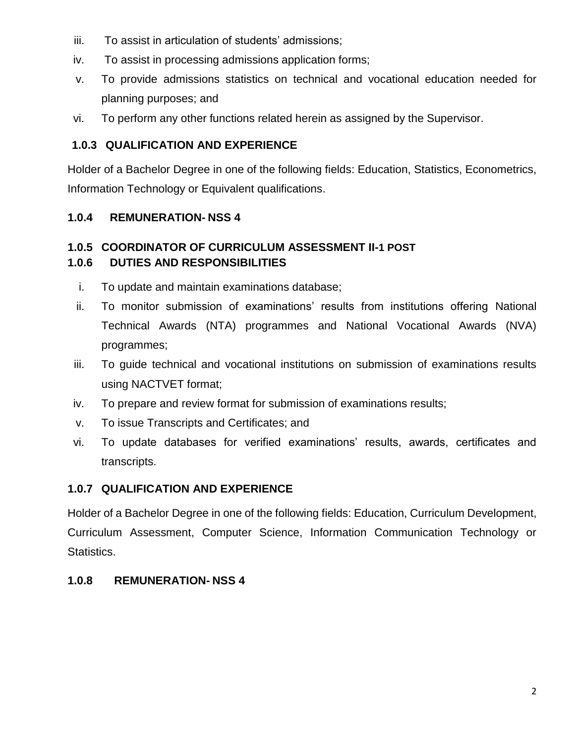iii. To assist in articulation of students' admissions;
iv. To assist in processing admissions application forms;
v. To provide admissions statistics on technical and vocational education needed for planning purposes; and
vi. To perform any other functions related herein as assigned by the Supervisor.

### 1.0.3 QUALIFICATION AND EXPERIENCE

Holder of a Bachelor Degree in one of the following fields: Education, Statistics, Econometrics, Information Technology or Equivalent qualifications.

### 1.0.4 REMUNERATION- NSS 4

### 1.0.5 COORDINATOR OF CURRICULUM ASSESSMENT II-1 POST

### 1.0.6 DUTIES AND RESPONSIBILITIES

i. To update and maintain examinations database;
ii. To monitor submission of examinations' results from institutions offering National Technical Awards (NTA) programmes and National Vocational Awards (NVA) programmes;
iii. To guide technical and vocational institutions on submission of examinations results using NACTVET format;
iv. To prepare and review format for submission of examinations results;
v. To issue Transcripts and Certificates; and
vi. To update databases for verified examinations' results, awards, certificates and transcripts.

### 1.0.7 QUALIFICATION AND EXPERIENCE

Holder of a Bachelor Degree in one of the following fields: Education, Curriculum Development, Curriculum Assessment, Computer Science, Information Communication Technology or Statistics.

### 1.0.8 REMUNERATION- NSS 4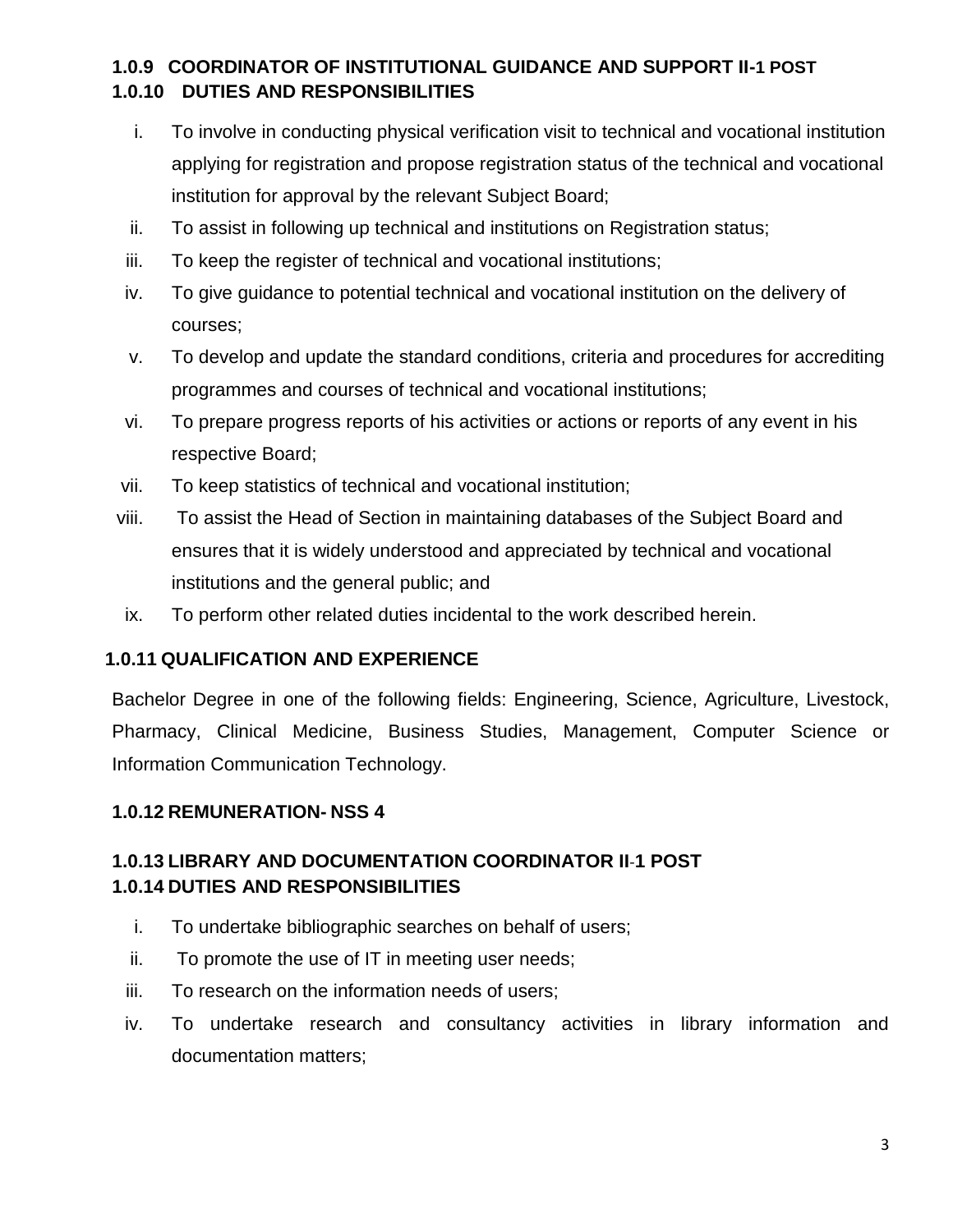### 1.0.9 COORDINATOR OF INSTITUTIONAL GUIDANCE AND SUPPORT II-1 POST

### 1.0.10 DUTIES AND RESPONSIBILITIES

i. To involve in conducting physical verification visit to technical and vocational institution applying for registration and propose registration status of the technical and vocational institution for approval by the relevant Subject Board;
ii. To assist in following up technical and institutions on Registration status;
iii. To keep the register of technical and vocational institutions;
iv. To give guidance to potential technical and vocational institution on the delivery of courses;
v. To develop and update the standard conditions, criteria and procedures for accrediting programmes and courses of technical and vocational institutions;
vi. To prepare progress reports of his activities or actions or reports of any event in his respective Board;
vii. To keep statistics of technical and vocational institution;
viii. To assist the Head of Section in maintaining databases of the Subject Board and ensures that it is widely understood and appreciated by technical and vocational institutions and the general public; and
ix. To perform other related duties incidental to the work described herein.

### 1.0.11 QUALIFICATION AND EXPERIENCE

Bachelor Degree in one of the following fields: Engineering, Science, Agriculture, Livestock, Pharmacy, Clinical Medicine, Business Studies, Management, Computer Science or Information Communication Technology.

### 1.0.12 REMUNERATION- NSS 4

### 1.0.13 LIBRARY AND DOCUMENTATION COORDINATOR II-1 POST

### 1.0.14 DUTIES AND RESPONSIBILITIES

i. To undertake bibliographic searches on behalf of users;
ii. To promote the use of IT in meeting user needs;
iii. To research on the information needs of users;
iv. To undertake research and consultancy activities in library information and documentation matters;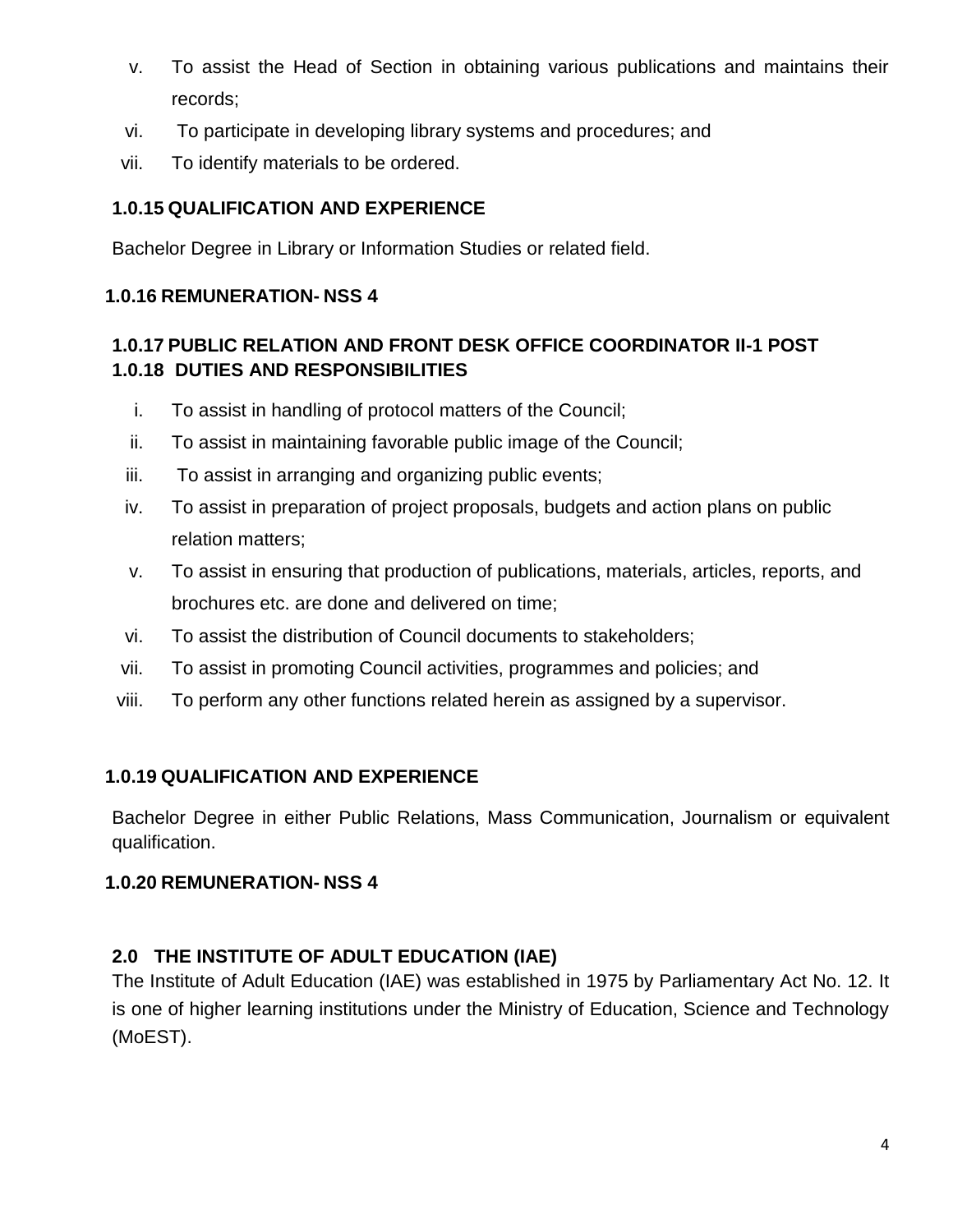v. To assist the Head of Section in obtaining various publications and maintains their records;
vi. To participate in developing library systems and procedures; and
vii. To identify materials to be ordered.

**1.0.15 QUALIFICATION AND EXPERIENCE**

Bachelor Degree in Library or Information Studies or related field.

**1.0.16 REMUNERATION- NSS 4**

**1.0.17 PUBLIC RELATION AND FRONT DESK OFFICE COORDINATOR II-1 POST**
**1.0.18 DUTIES AND RESPONSIBILITIES**

i. To assist in handling of protocol matters of the Council;
ii. To assist in maintaining favorable public image of the Council;
iii. To assist in arranging and organizing public events;
iv. To assist in preparation of project proposals, budgets and action plans on public relation matters;
v. To assist in ensuring that production of publications, materials, articles, reports, and brochures etc. are done and delivered on time;
vi. To assist the distribution of Council documents to stakeholders;
vii. To assist in promoting Council activities, programmes and policies; and
viii. To perform any other functions related herein as assigned by a supervisor.

**1.0.19 QUALIFICATION AND EXPERIENCE**

Bachelor Degree in either Public Relations, Mass Communication, Journalism or equivalent qualification.

**1.0.20 REMUNERATION- NSS 4**

## 2.0 THE INSTITUTE OF ADULT EDUCATION (IAE)

The Institute of Adult Education (IAE) was established in 1975 by Parliamentary Act No. 12. It is one of higher learning institutions under the Ministry of Education, Science and Technology (MoEST).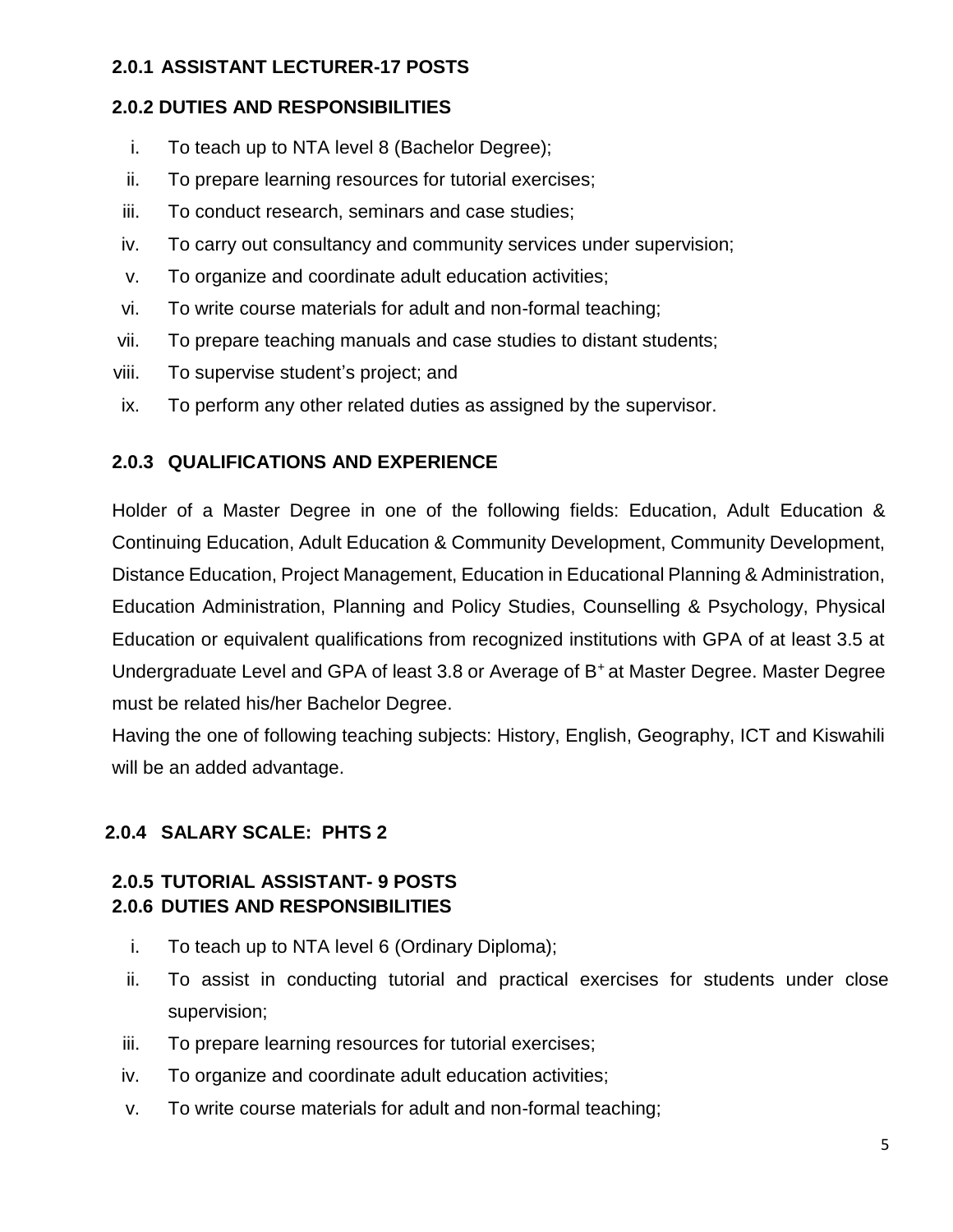### 2.0.1 ASSISTANT LECTURER-17 POSTS

### 2.0.2 DUTIES AND RESPONSIBILITIES

i. To teach up to NTA level 8 (Bachelor Degree);
ii. To prepare learning resources for tutorial exercises;
iii. To conduct research, seminars and case studies;
iv. To carry out consultancy and community services under supervision;
v. To organize and coordinate adult education activities;
vi. To write course materials for adult and non-formal teaching;
vii. To prepare teaching manuals and case studies to distant students;
viii. To supervise student's project; and
ix. To perform any other related duties as assigned by the supervisor.

### 2.0.3 QUALIFICATIONS AND EXPERIENCE

Holder of a Master Degree in one of the following fields: Education, Adult Education & Continuing Education, Adult Education & Community Development, Community Development, Distance Education, Project Management, Education in Educational Planning & Administration, Education Administration, Planning and Policy Studies, Counselling & Psychology, Physical Education or equivalent qualifications from recognized institutions with GPA of at least 3.5 at Undergraduate Level and GPA of least 3.8 or Average of B$^+$ at Master Degree. Master Degree must be related his/her Bachelor Degree.

Having the one of following teaching subjects: History, English, Geography, ICT and Kiswahili will be an added advantage.

### 2.0.4 SALARY SCALE: PHTS 2

### 2.0.5 TUTORIAL ASSISTANT- 9 POSTS

### 2.0.6 DUTIES AND RESPONSIBILITIES

i. To teach up to NTA level 6 (Ordinary Diploma);
ii. To assist in conducting tutorial and practical exercises for students under close supervision;
iii. To prepare learning resources for tutorial exercises;
iv. To organize and coordinate adult education activities;
v. To write course materials for adult and non-formal teaching;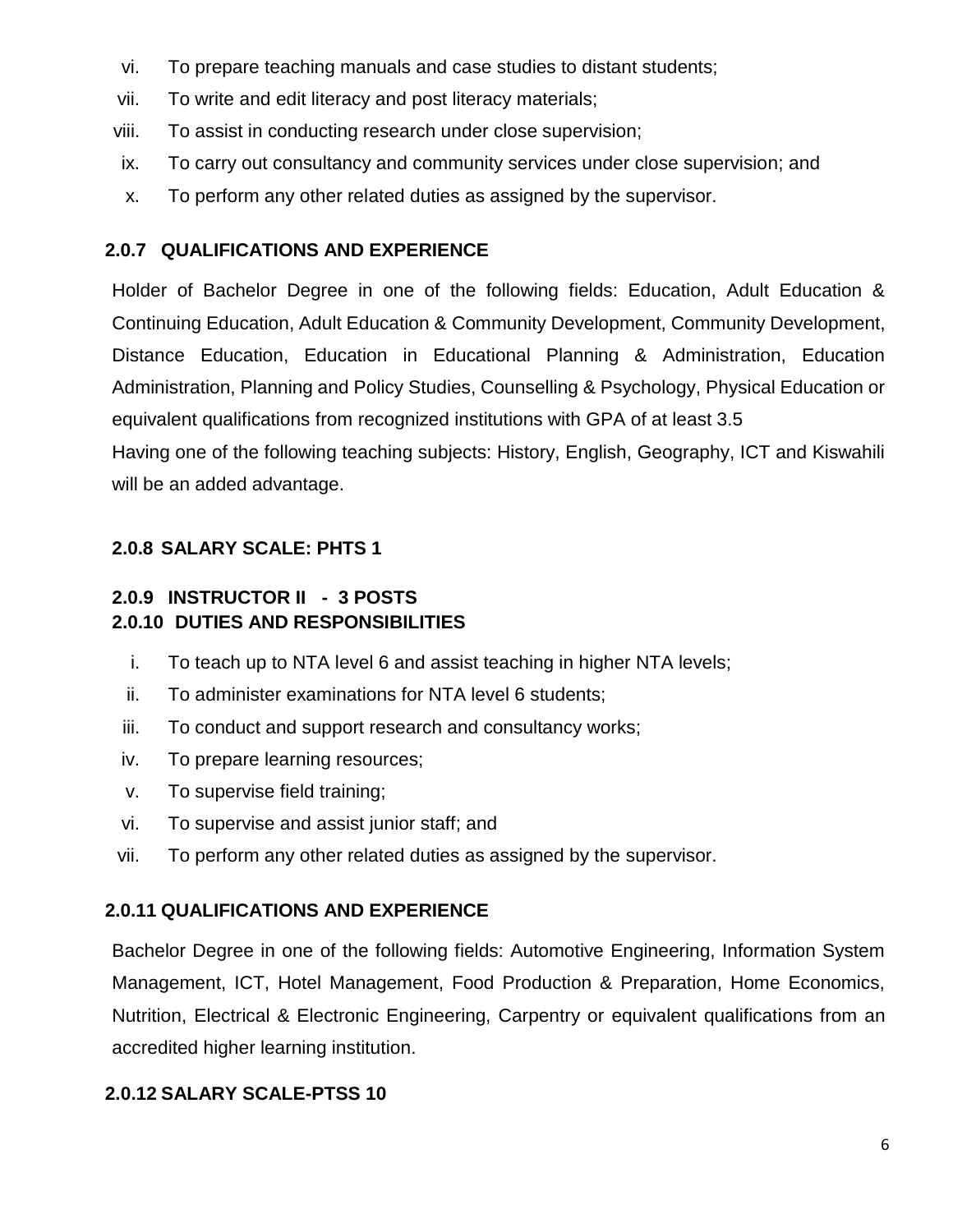vi. To prepare teaching manuals and case studies to distant students;
vii. To write and edit literacy and post literacy materials;
viii. To assist in conducting research under close supervision;
ix. To carry out consultancy and community services under close supervision; and
x. To perform any other related duties as assigned by the supervisor.

### 2.0.7 QUALIFICATIONS AND EXPERIENCE

Holder of Bachelor Degree in one of the following fields: Education, Adult Education & Continuing Education, Adult Education & Community Development, Community Development, Distance Education, Education in Educational Planning & Administration, Education Administration, Planning and Policy Studies, Counselling & Psychology, Physical Education or equivalent qualifications from recognized institutions with GPA of at least 3.5
Having one of the following teaching subjects: History, English, Geography, ICT and Kiswahili will be an added advantage.

### 2.0.8 SALARY SCALE: PHTS 1

### 2.0.9 INSTRUCTOR II - 3 POSTS

### 2.0.10 DUTIES AND RESPONSIBILITIES

i. To teach up to NTA level 6 and assist teaching in higher NTA levels;
ii. To administer examinations for NTA level 6 students;
iii. To conduct and support research and consultancy works;
iv. To prepare learning resources;
v. To supervise field training;
vi. To supervise and assist junior staff; and
vii. To perform any other related duties as assigned by the supervisor.

### 2.0.11 QUALIFICATIONS AND EXPERIENCE

Bachelor Degree in one of the following fields: Automotive Engineering, Information System Management, ICT, Hotel Management, Food Production & Preparation, Home Economics, Nutrition, Electrical & Electronic Engineering, Carpentry or equivalent qualifications from an accredited higher learning institution.

### 2.0.12 SALARY SCALE-PTSS 10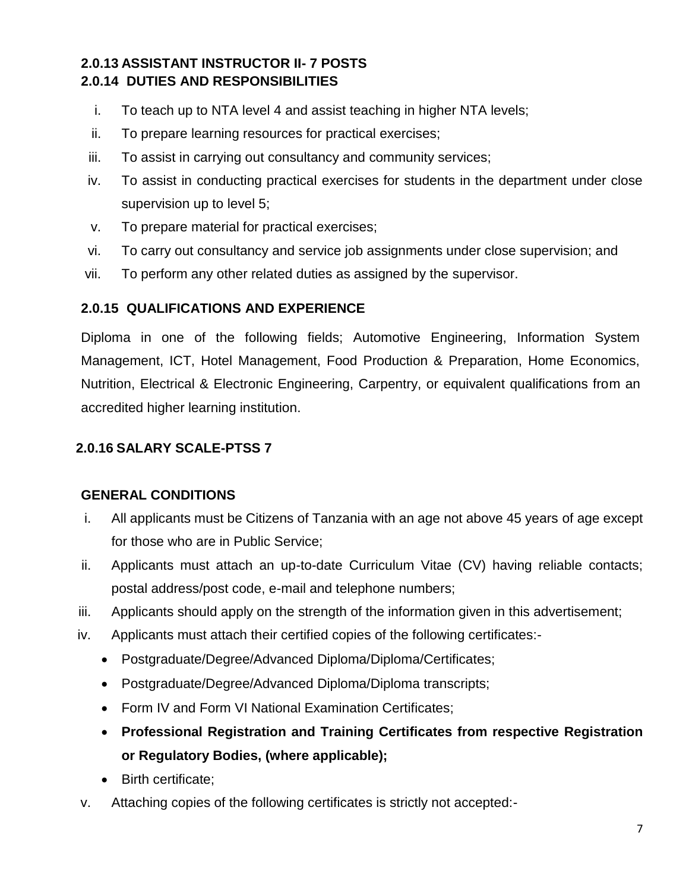### 2.0.13 ASSISTANT INSTRUCTOR II- 7 POSTS

### 2.0.14 DUTIES AND RESPONSIBILITIES

i. To teach up to NTA level 4 and assist teaching in higher NTA levels;
ii. To prepare learning resources for practical exercises;
iii. To assist in carrying out consultancy and community services;
iv. To assist in conducting practical exercises for students in the department under close supervision up to level 5;
v. To prepare material for practical exercises;
vi. To carry out consultancy and service job assignments under close supervision; and
vii. To perform any other related duties as assigned by the supervisor.

### 2.0.15 QUALIFICATIONS AND EXPERIENCE

Diploma in one of the following fields; Automotive Engineering, Information System Management, ICT, Hotel Management, Food Production & Preparation, Home Economics, Nutrition, Electrical & Electronic Engineering, Carpentry, or equivalent qualifications from an accredited higher learning institution.

### 2.0.16 SALARY SCALE-PTSS 7

### GENERAL CONDITIONS

i. All applicants must be Citizens of Tanzania with an age not above 45 years of age except for those who are in Public Service;
ii. Applicants must attach an up-to-date Curriculum Vitae (CV) having reliable contacts; postal address/post code, e-mail and telephone numbers;
iii. Applicants should apply on the strength of the information given in this advertisement;
iv. Applicants must attach their certified copies of the following certificates:-
    - Postgraduate/Degree/Advanced Diploma/Diploma/Certificates;
    - Postgraduate/Degree/Advanced Diploma/Diploma transcripts;
    - Form IV and Form VI National Examination Certificates;
    - **Professional Registration and Training Certificates from respective Registration or Regulatory Bodies, (where applicable);**
    - Birth certificate;
v. Attaching copies of the following certificates is strictly not accepted:-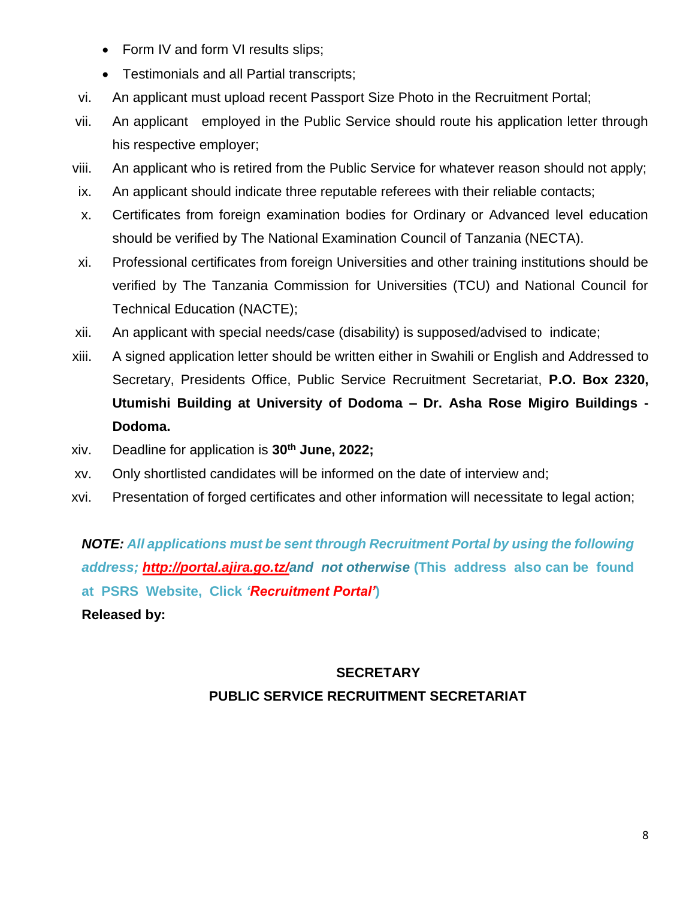- Form IV and form VI results slips;
- Testimonials and all Partial transcripts;

vi. An applicant must upload recent Passport Size Photo in the Recruitment Portal;

vii. An applicant employed in the Public Service should route his application letter through his respective employer;

viii. An applicant who is retired from the Public Service for whatever reason should not apply;

ix. An applicant should indicate three reputable referees with their reliable contacts;

x. Certificates from foreign examination bodies for Ordinary or Advanced level education should be verified by The National Examination Council of Tanzania (NECTA).

xi. Professional certificates from foreign Universities and other training institutions should be verified by The Tanzania Commission for Universities (TCU) and National Council for Technical Education (NACTE);

xii. An applicant with special needs/case (disability) is supposed/advised to indicate;

xiii. A signed application letter should be written either in Swahili or English and Addressed to Secretary, Presidents Office, Public Service Recruitment Secretariat, **P.O. Box 2320, Utumishi Building at University of Dodoma – Dr. Asha Rose Migiro Buildings - Dodoma.**

xiv. Deadline for application is **30th June, 2022;**

xv. Only shortlisted candidates will be informed on the date of interview and;

xvi. Presentation of forged certificates and other information will necessitate to legal action;

***NOTE:*** ***All applications must be sent through Recruitment Portal by using the following address; [http://portal.ajira.go.tz/](http://portal.ajira.go.tz/)and not otherwise*** **(This address also can be found at PSRS Website, Click *'Recruitment Portal'*)**

**Released by:**

**SECRETARY**

**PUBLIC SERVICE RECRUITMENT SECRETARIAT**